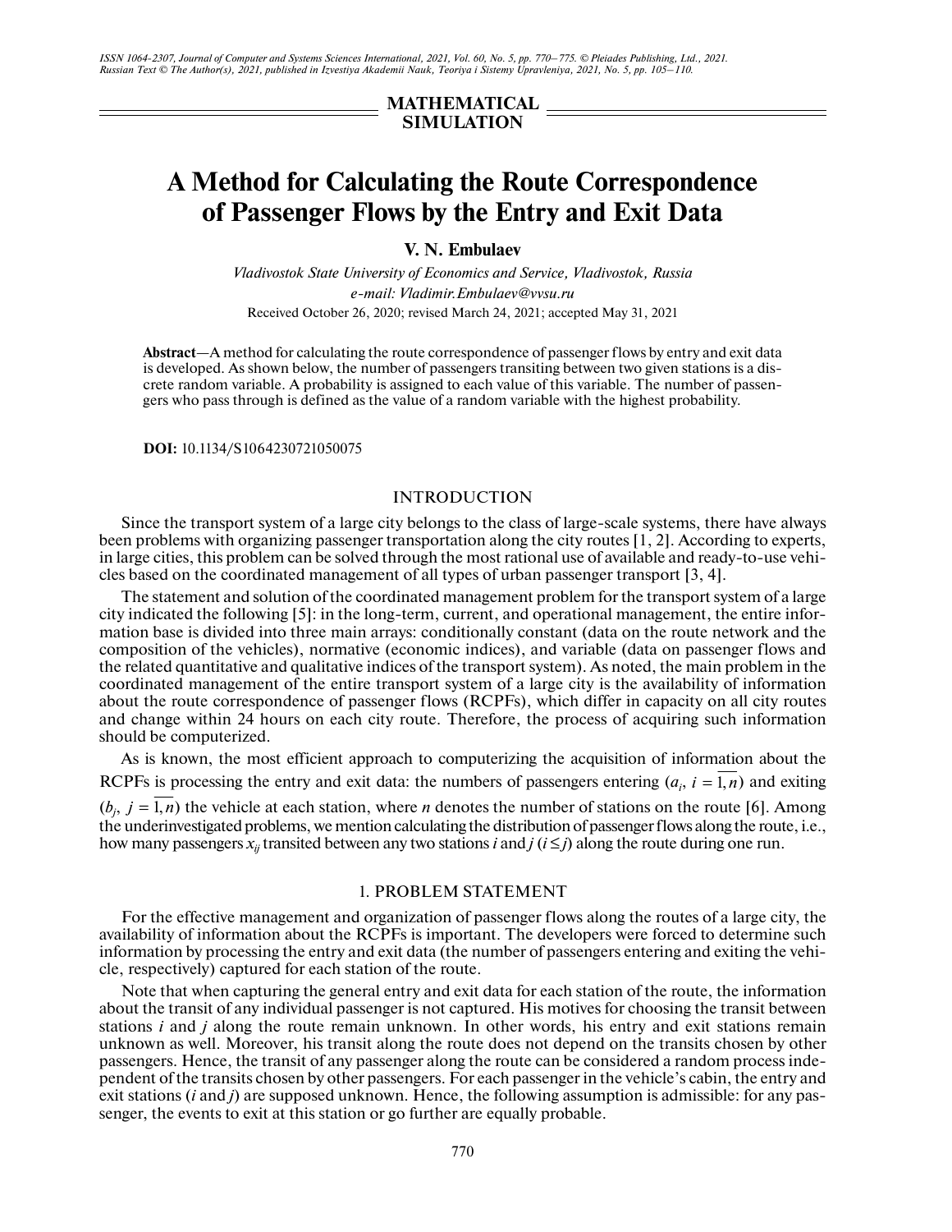MATHEMATICAL SIMULATION

# A Method for Calculating the Route Correspondence of Passenger Flows by the Entry and Exit Data

**V. N. Embulaev**

*Vladivostok State University of Economics and Service, Vladivostok, Russia*
*e-mail: Vladimir.Embulaev@vvsu.ru*

Received October 26, 2020; revised March 24, 2021; accepted May 31, 2021

**Abstract**—A method for calculating the route correspondence of passenger flows by entry and exit data is developed. As shown below, the number of passengers transiting between two given stations is a discrete random variable. A probability is assigned to each value of this variable. The number of passengers who pass through is defined as the value of a random variable with the highest probability.

**DOI:** 10.1134/S1064230721050075

## INTRODUCTION

Since the transport system of a large city belongs to the class of large-scale systems, there have always been problems with organizing passenger transportation along the city routes [1, 2]. According to experts, in large cities, this problem can be solved through the most rational use of available and ready-to-use vehicles based on the coordinated management of all types of urban passenger transport [3, 4].

The statement and solution of the coordinated management problem for the transport system of a large city indicated the following [5]: in the long-term, current, and operational management, the entire information base is divided into three main arrays: conditionally constant (data on the route network and the composition of the vehicles), normative (economic indices), and variable (data on passenger flows and the related quantitative and qualitative indices of the transport system). As noted, the main problem in the coordinated management of the entire transport system of a large city is the availability of information about the route correspondence of passenger flows (RCPFs), which differ in capacity on all city routes and change within 24 hours on each city route. Therefore, the process of acquiring such information should be computerized.

As is known, the most efficient approach to computerizing the acquisition of information about the RCPFs is processing the entry and exit data: the numbers of passengers entering ($a_i$, $i = \overline{1,n}$) and exiting ($b_j$, $j = \overline{1,n}$) the vehicle at each station, where $n$ denotes the number of stations on the route [6]. Among the underinvestigated problems, we mention calculating the distribution of passenger flows along the route, i.e., how many passengers $x_{ij}$ transited between any two stations $i$ and $j$ ($i \le j$) along the route during one run.

## 1. PROBLEM STATEMENT

For the effective management and organization of passenger flows along the routes of a large city, the availability of information about the RCPFs is important. The developers were forced to determine such information by processing the entry and exit data (the number of passengers entering and exiting the vehicle, respectively) captured for each station of the route.

Note that when capturing the general entry and exit data for each station of the route, the information about the transit of any individual passenger is not captured. His motives for choosing the transit between stations $i$ and $j$ along the route remain unknown. In other words, his entry and exit stations remain unknown as well. Moreover, his transit along the route does not depend on the transits chosen by other passengers. Hence, the transit of any passenger along the route can be considered a random process independent of the transits chosen by other passengers. For each passenger in the vehicle's cabin, the entry and exit stations ($i$ and $j$) are supposed unknown. Hence, the following assumption is admissible: for any passenger, the events to exit at this station or go further are equally probable.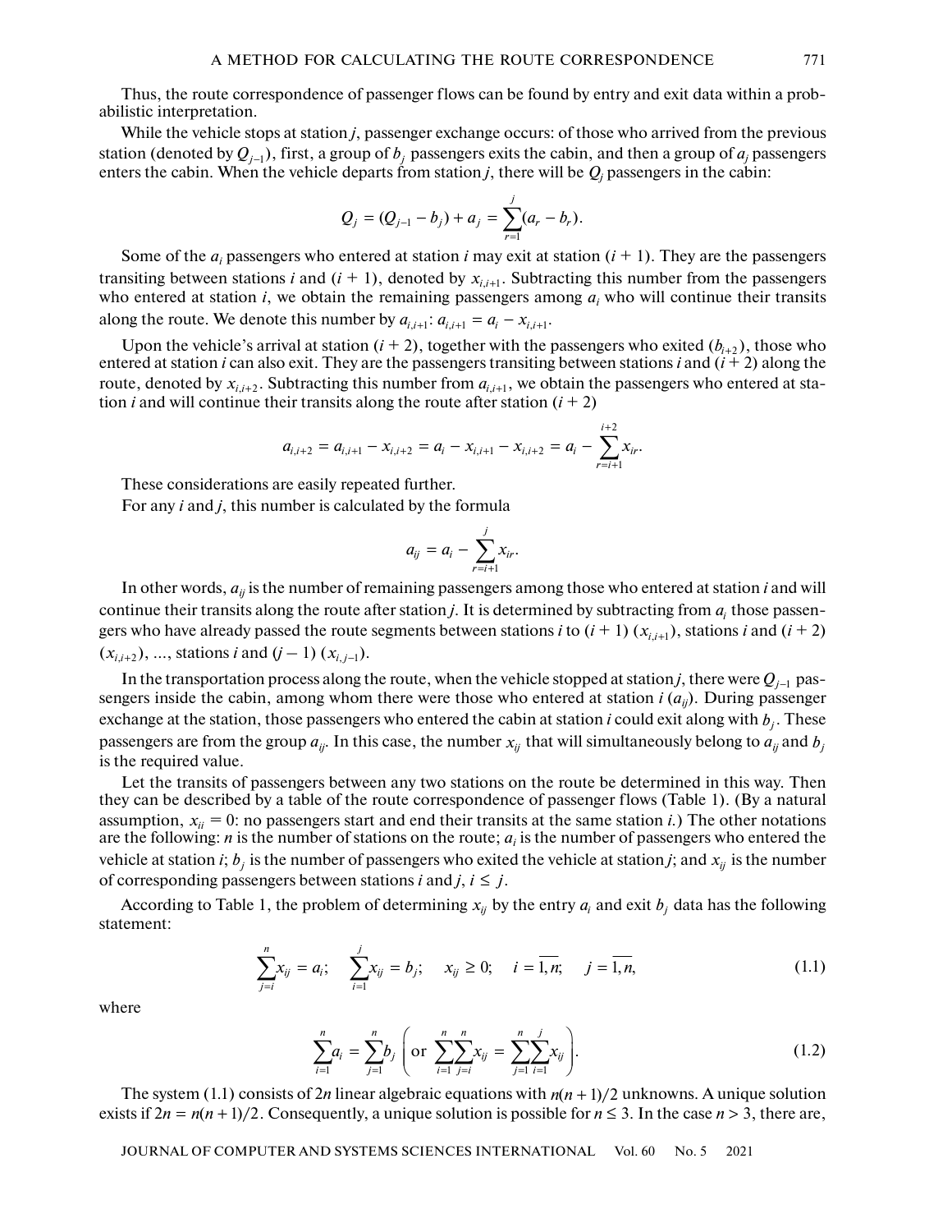Thus, the route correspondence of passenger flows can be found by entry and exit data within a probabilistic interpretation.

While the vehicle stops at station $j$, passenger exchange occurs: of those who arrived from the previous station (denoted by $Q_{j-1}$), first, a group of $b_j$ passengers exits the cabin, and then a group of $a_j$ passengers enters the cabin. When the vehicle departs from station $j$, there will be $Q_j$ passengers in the cabin:

$$Q_j = (Q_{j-1} - b_j) + a_j = \sum_{r=1}^{j}(a_r - b_r).$$

Some of the $a_i$ passengers who entered at station $i$ may exit at station $(i + 1)$. They are the passengers transiting between stations $i$ and $(i + 1)$, denoted by $x_{i,i+1}$. Subtracting this number from the passengers who entered at station $i$, we obtain the remaining passengers among $a_i$ who will continue their transits along the route. We denote this number by $a_{i,i+1}$: $a_{i,i+1} = a_i - x_{i,i+1}$.

Upon the vehicle's arrival at station $(i + 2)$, together with the passengers who exited ($b_{i+2}$), those who entered at station $i$ can also exit. They are the passengers transiting between stations $i$ and $(i + 2)$ along the route, denoted by $x_{i,i+2}$. Subtracting this number from $a_{i,i+1}$, we obtain the passengers who entered at station $i$ and will continue their transits along the route after station $(i + 2)$

$$a_{i,i+2} = a_{i,i+1} - x_{i,i+2} = a_i - x_{i,i+1} - x_{i,i+2} = a_i - \sum_{r=i+1}^{i+2} x_{ir}.$$

These considerations are easily repeated further.

For any $i$ and $j$, this number is calculated by the formula

$$a_{ij} = a_i - \sum_{r=i+1}^{j} x_{ir}.$$

In other words, $a_{ij}$ is the number of remaining passengers among those who entered at station $i$ and will continue their transits along the route after station $j$. It is determined by subtracting from $a_i$ those passengers who have already passed the route segments between stations $i$ to $(i + 1)$ ($x_{i,i+1}$), stations $i$ and $(i + 2)$ ($x_{i,i+2}$), ..., stations $i$ and $(j - 1)$ ($x_{i,j-1}$).

In the transportation process along the route, when the vehicle stopped at station $j$, there were $Q_{j-1}$ passengers inside the cabin, among whom there were those who entered at station $i$ ($a_{ij}$). During passenger exchange at the station, those passengers who entered the cabin at station $i$ could exit along with $b_j$. These passengers are from the group $a_{ij}$. In this case, the number $x_{ij}$ that will simultaneously belong to $a_{ij}$ and $b_j$ is the required value.

Let the transits of passengers between any two stations on the route be determined in this way. Then they can be described by a table of the route correspondence of passenger flows (Table 1). (By a natural assumption, $x_{ii} = 0$: no passengers start and end their transits at the same station $i$.) The other notations are the following: $n$ is the number of stations on the route; $a_i$ is the number of passengers who entered the vehicle at station $i$; $b_j$ is the number of passengers who exited the vehicle at station $j$; and $x_{ij}$ is the number of corresponding passengers between stations $i$ and $j$, $i \leq j$.

According to Table 1, the problem of determining $x_{ij}$ by the entry $a_i$ and exit $b_j$ data has the following statement:

$$\sum_{j=i}^{n} x_{ij} = a_i; \quad \sum_{i=1}^{j} x_{ij} = b_j; \quad x_{ij} \geq 0; \quad i = \overline{1,n}; \quad j = \overline{1,n}, \tag{1.1}$$

where

$$\sum_{i=1}^{n} a_i = \sum_{j=1}^{n} b_j \left( \text{or } \sum_{i=1}^{n}\sum_{j=i}^{n} x_{ij} = \sum_{j=1}^{n}\sum_{i=1}^{j} x_{ij} \right). \tag{1.2}$$

The system (1.1) consists of $2n$ linear algebraic equations with $n(n+1)/2$ unknowns. A unique solution exists if $2n = n(n+1)/2$. Consequently, a unique solution is possible for $n \leq 3$. In the case $n > 3$, there are,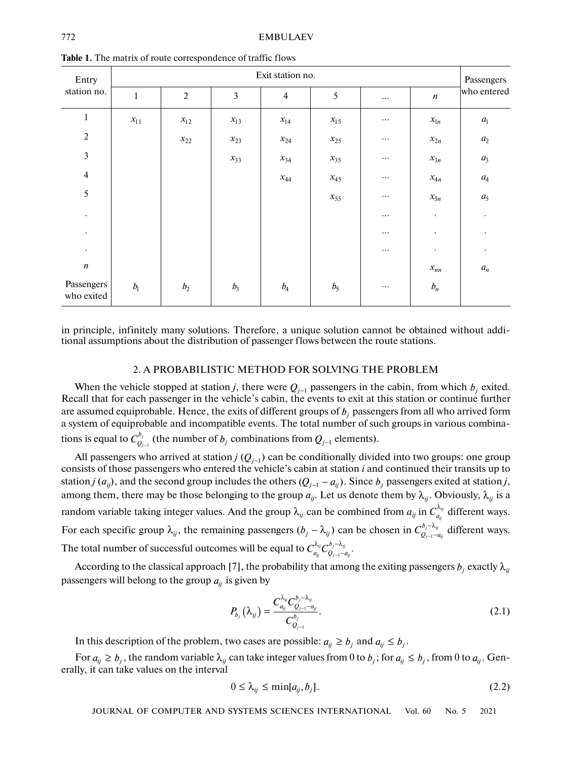**Table 1.** The matrix of route correspondence of traffic flows

| Entry station no. | Exit station no. | | | | | | | Passengers who entered |
|---|---|---|---|---|---|---|---|---|
| | 1 | 2 | 3 | 4 | 5 | ... | $n$ | |
| 1 | $x_{11}$ | $x_{12}$ | $x_{13}$ | $x_{14}$ | $x_{15}$ | ... | $x_{1n}$ | $a_1$ |
| 2 | | $x_{22}$ | $x_{23}$ | $x_{24}$ | $x_{25}$ | ... | $x_{2n}$ | $a_2$ |
| 3 | | | $x_{33}$ | $x_{34}$ | $x_{35}$ | ... | $x_{3n}$ | $a_3$ |
| 4 | | | | $x_{44}$ | $x_{45}$ | ... | $x_{4n}$ | $a_4$ |
| 5 | | | | | $x_{55}$ | ... | $x_{5n}$ | $a_5$ |
| . | | | | | | ... | . | . |
| . | | | | | | ... | . | . |
| . | | | | | | ... | . | . |
| $n$ | | | | | | | $x_{nn}$ | $a_n$ |
| Passengers who exited | $b_1$ | $b_2$ | $b_3$ | $b_4$ | $b_5$ | ... | $b_n$ | |

in principle, infinitely many solutions. Therefore, a unique solution cannot be obtained without additional assumptions about the distribution of passenger flows between the route stations.

## 2. A PROBABILISTIC METHOD FOR SOLVING THE PROBLEM

When the vehicle stopped at station $j$, there were $Q_{j-1}$ passengers in the cabin, from which $b_j$ exited. Recall that for each passenger in the vehicle's cabin, the events to exit at this station or continue further are assumed equiprobable. Hence, the exits of different groups of $b_j$ passengers from all who arrived form a system of equiprobable and incompatible events. The total number of such groups in various combinations is equal to $C_{Q_{j-1}}^{b_j}$ (the number of $b_j$ combinations from $Q_{j-1}$ elements).

All passengers who arrived at station $j$ ($Q_{j-1}$) can be conditionally divided into two groups: one group consists of those passengers who entered the vehicle's cabin at station $i$ and continued their transits up to station $j$ ($a_{ij}$), and the second group includes the others ($Q_{j-1} - a_{ij}$). Since $b_j$ passengers exited at station $j$, among them, there may be those belonging to the group $a_{ij}$. Let us denote them by $\lambda_{ij}$. Obviously, $\lambda_{ij}$ is a random variable taking integer values. And the group $\lambda_{ij}$ can be combined from $a_{ij}$ in $C_{a_{ij}}^{\lambda_{ij}}$ different ways. For each specific group $\lambda_{ij}$, the remaining passengers ($b_j - \lambda_{ij}$) can be chosen in $C_{Q_{j-1}-a_{ij}}^{b_j-\lambda_{ij}}$ different ways. The total number of successful outcomes will be equal to $C_{a_{ij}}^{\lambda_{ij}} C_{Q_{j-1}-a_{ij}}^{b_j-\lambda_{ij}}$.

According to the classical approach [7], the probability that among the exiting passengers $b_j$ exactly $\lambda_{ij}$ passengers will belong to the group $a_{ij}$ is given by

$$P_{b_j}(\lambda_{ij}) = \frac{C_{a_{ij}}^{\lambda_{ij}} C_{Q_{j-1}-a_{ij}}^{b_j-\lambda_{ij}}}{C_{Q_{j-1}}^{b_j}}. \tag{2.1}$$

In this description of the problem, two cases are possible: $a_{ij} \geq b_j$ and $a_{ij} \leq b_j$.

For $a_{ij} \geq b_j$, the random variable $\lambda_{ij}$ can take integer values from 0 to $b_j$; for $a_{ij} \leq b_j$, from 0 to $a_{ij}$. Generally, it can take values on the interval

$$0 \leq \lambda_{ij} \leq \min[a_{ij}, b_j]. \tag{2.2}$$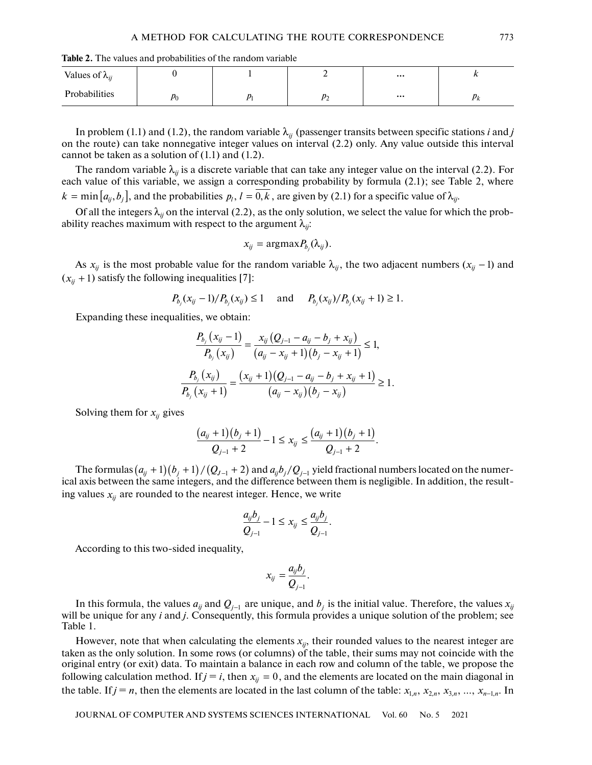**Table 2.** The values and probabilities of the random variable

| Values of $\lambda_{ij}$ | 0 | 1 | 2 | ... | $k$ |
|---|---|---|---|---|---|
| Probabilities | $p_0$ | $p_1$ | $p_2$ | ... | $p_k$ |

In problem (1.1) and (1.2), the random variable $\lambda_{ij}$ (passenger transits between specific stations $i$ and $j$ on the route) can take nonnegative integer values on interval (2.2) only. Any value outside this interval cannot be taken as a solution of (1.1) and (1.2).

The random variable $\lambda_{ij}$ is a discrete variable that can take any integer value on the interval (2.2). For each value of this variable, we assign a corresponding probability by formula (2.1); see Table 2, where $k = \min[a_{ij}, b_j]$, and the probabilities $p_l$, $l = \overline{0,k}$, are given by (2.1) for a specific value of $\lambda_{ij}$.

Of all the integers $\lambda_{ij}$ on the interval (2.2), as the only solution, we select the value for which the probability reaches maximum with respect to the argument $\lambda_{ij}$:

$$x_{ij} = \operatorname{argmax} P_{b_j}(\lambda_{ij}).$$

As $x_{ij}$ is the most probable value for the random variable $\lambda_{ij}$, the two adjacent numbers $(x_{ij} - 1)$ and $(x_{ij} + 1)$ satisfy the following inequalities [7]:

$$P_{b_j}(x_{ij} - 1)/P_{b_j}(x_{ij}) \le 1 \quad \text{and} \quad P_{b_j}(x_{ij})/P_{b_j}(x_{ij} + 1) \ge 1.$$

Expanding these inequalities, we obtain:

$$\frac{P_{b_j}(x_{ij} - 1)}{P_{b_j}(x_{ij})} = \frac{x_{ij}\left(Q_{j-1} - a_{ij} - b_j + x_{ij}\right)}{\left(a_{ij} - x_{ij} + 1\right)\left(b_j - x_{ij} + 1\right)} \le 1,$$

$$\frac{P_{b_j}(x_{ij})}{P_{b_j}(x_{ij} + 1)} = \frac{\left(x_{ij} + 1\right)\left(Q_{j-1} - a_{ij} - b_j + x_{ij} + 1\right)}{\left(a_{ij} - x_{ij}\right)\left(b_j - x_{ij}\right)} \ge 1.$$

Solving them for $x_{ij}$ gives

$$\frac{\left(a_{ij} + 1\right)\left(b_j + 1\right)}{Q_{j-1} + 2} - 1 \le x_{ij} \le \frac{\left(a_{ij} + 1\right)\left(b_j + 1\right)}{Q_{j-1} + 2}.$$

The formulas $\left(a_{ij} + 1\right)\left(b_j + 1\right)/\left(Q_{J-1} + 2\right)$ and $a_{ij}b_j/Q_{j-1}$ yield fractional numbers located on the numerical axis between the same integers, and the difference between them is negligible. In addition, the resulting values $x_{ij}$ are rounded to the nearest integer. Hence, we write

$$\frac{a_{ij}b_j}{Q_{j-1}} - 1 \le x_{ij} \le \frac{a_{ij}b_j}{Q_{j-1}}.$$

According to this two-sided inequality,

$$x_{ij} = \frac{a_{ij}b_j}{Q_{j-1}}.$$

In this formula, the values $a_{ij}$ and $Q_{j-1}$ are unique, and $b_j$ is the initial value. Therefore, the values $x_{ij}$ will be unique for any $i$ and $j$. Consequently, this formula provides a unique solution of the problem; see Table 1.

However, note that when calculating the elements $x_{ij}$, their rounded values to the nearest integer are taken as the only solution. In some rows (or columns) of the table, their sums may not coincide with the original entry (or exit) data. To maintain a balance in each row and column of the table, we propose the following calculation method. If $j = i$, then $x_{ij} = 0$, and the elements are located on the main diagonal in the table. If $j = n$, then the elements are located in the last column of the table: $x_{1,n}$, $x_{2,n}$, $x_{3,n}$, ..., $x_{n-1,n}$. In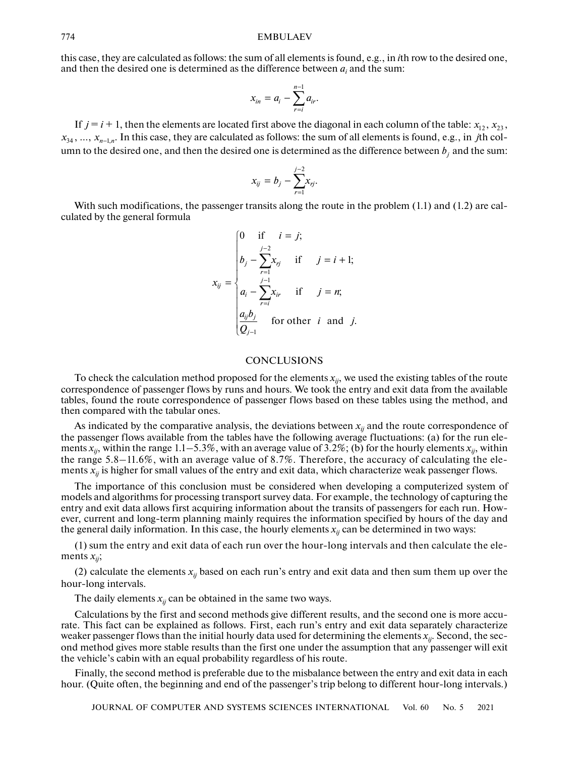this case, they are calculated as follows: the sum of all elements is found, e.g., in $i$th row to the desired one, and then the desired one is determined as the difference between $a_i$ and the sum:

$$x_{in} = a_i - \sum_{r=i}^{n-1} a_{ir}.$$

If $j = i + 1$, then the elements are located first above the diagonal in each column of the table: $x_{12}$, $x_{23}$, $x_{34}$, ..., $x_{n-1,n}$. In this case, they are calculated as follows: the sum of all elements is found, e.g., in $j$th column to the desired one, and then the desired one is determined as the difference between $b_j$ and the sum:

$$x_{ij} = b_j - \sum_{r=1}^{j-2} x_{rj}.$$

With such modifications, the passenger transits along the route in the problem (1.1) and (1.2) are calculated by the general formula

$$x_{ij} = \begin{cases} 0 & \text{if} \quad i = j; \\ b_j - \sum_{r=1}^{j-2} x_{rj} & \text{if} \quad j = i + 1; \\ a_i - \sum_{r=i}^{j-1} x_{ir} & \text{if} \quad j = n; \\ \dfrac{a_{ij} b_j}{Q_{j-1}} & \text{for other } i \text{ and } j. \end{cases}$$

## CONCLUSIONS

To check the calculation method proposed for the elements $x_{ij}$, we used the existing tables of the route correspondence of passenger flows by runs and hours. We took the entry and exit data from the available tables, found the route correspondence of passenger flows based on these tables using the method, and then compared with the tabular ones.

As indicated by the comparative analysis, the deviations between $x_{ij}$ and the route correspondence of the passenger flows available from the tables have the following average fluctuations: (a) for the run elements $x_{ij}$, within the range 1.1–5.3%, with an average value of 3.2%; (b) for the hourly elements $x_{ij}$, within the range 5.8–11.6%, with an average value of 8.7%. Therefore, the accuracy of calculating the elements $x_{ij}$ is higher for small values of the entry and exit data, which characterize weak passenger flows.

The importance of this conclusion must be considered when developing a computerized system of models and algorithms for processing transport survey data. For example, the technology of capturing the entry and exit data allows first acquiring information about the transits of passengers for each run. However, current and long-term planning mainly requires the information specified by hours of the day and the general daily information. In this case, the hourly elements $x_{ij}$ can be determined in two ways:

(1) sum the entry and exit data of each run over the hour-long intervals and then calculate the elements $x_{ij}$;

(2) calculate the elements $x_{ij}$ based on each run's entry and exit data and then sum them up over the hour-long intervals.

The daily elements $x_{ij}$ can be obtained in the same two ways.

Calculations by the first and second methods give different results, and the second one is more accurate. This fact can be explained as follows. First, each run's entry and exit data separately characterize weaker passenger flows than the initial hourly data used for determining the elements $x_{ij}$. Second, the second method gives more stable results than the first one under the assumption that any passenger will exit the vehicle's cabin with an equal probability regardless of his route.

Finally, the second method is preferable due to the misbalance between the entry and exit data in each hour. (Quite often, the beginning and end of the passenger's trip belong to different hour-long intervals.)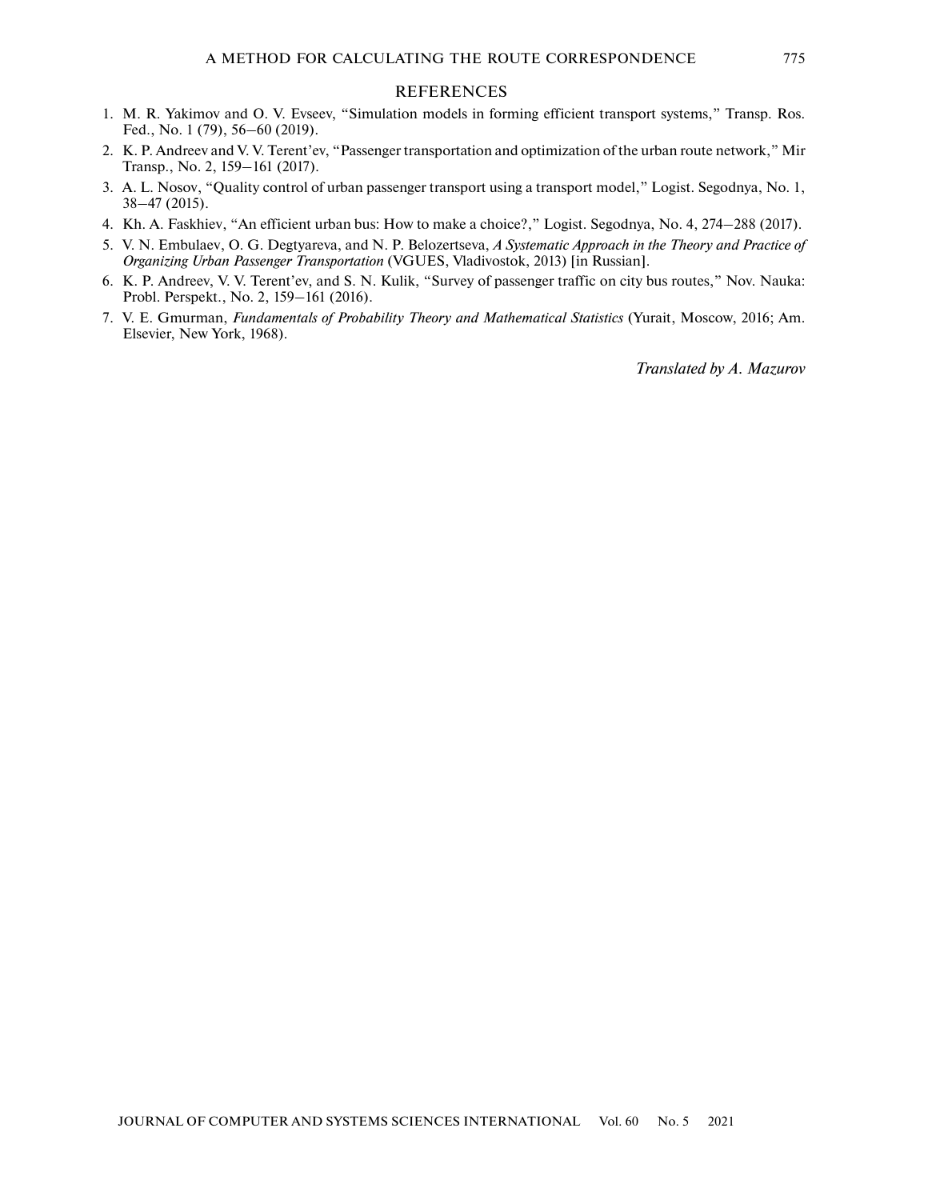## REFERENCES

1. M. R. Yakimov and O. V. Evseev, "Simulation models in forming efficient transport systems," Transp. Ros. Fed., No. 1 (79), 56–60 (2019).
2. K. P. Andreev and V. V. Terent'ev, "Passenger transportation and optimization of the urban route network," Mir Transp., No. 2, 159–161 (2017).
3. A. L. Nosov, "Quality control of urban passenger transport using a transport model," Logist. Segodnya, No. 1, 38–47 (2015).
4. Kh. A. Faskhiev, "An efficient urban bus: How to make a choice?," Logist. Segodnya, No. 4, 274–288 (2017).
5. V. N. Embulaev, O. G. Degtyareva, and N. P. Belozertseva, *A Systematic Approach in the Theory and Practice of Organizing Urban Passenger Transportation* (VGUES, Vladivostok, 2013) [in Russian].
6. K. P. Andreev, V. V. Terent'ev, and S. N. Kulik, "Survey of passenger traffic on city bus routes," Nov. Nauka: Probl. Perspekt., No. 2, 159–161 (2016).
7. V. E. Gmurman, *Fundamentals of Probability Theory and Mathematical Statistics* (Yurait, Moscow, 2016; Am. Elsevier, New York, 1968).

*Translated by A. Mazurov*